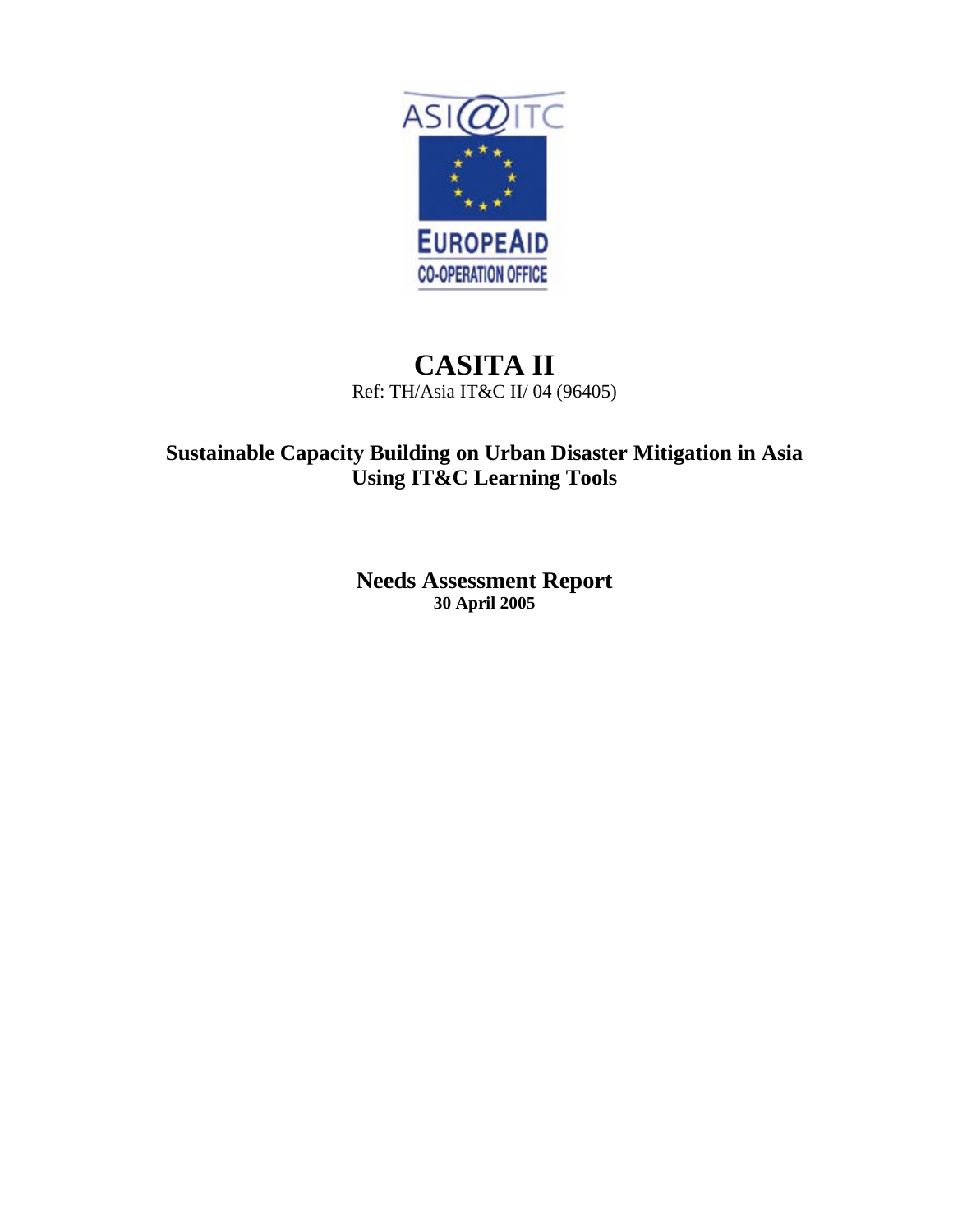ASI@ITC

EUROPEAID
CO-OPERATION OFFICE

# CASITA II

Ref: TH/Asia IT&C II/ 04 (96405)

## Sustainable Capacity Building on Urban Disaster Mitigation in Asia Using IT&C Learning Tools

## Needs Assessment Report

**30 April 2005**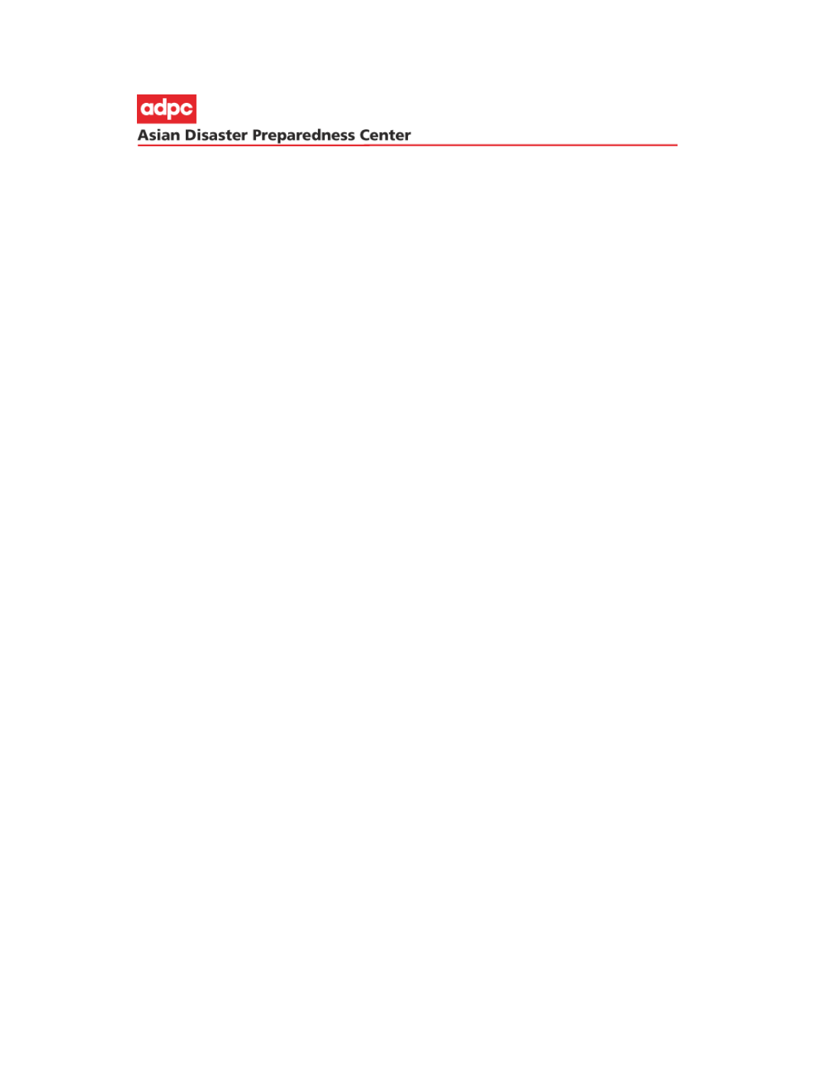adpc

Asian Disaster Preparedness Center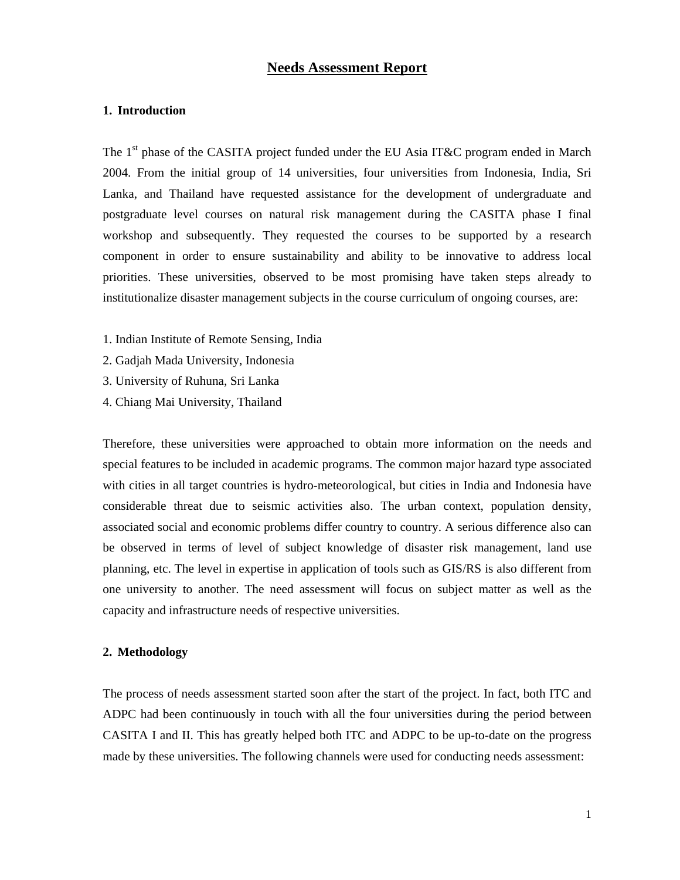# Needs Assessment Report

## 1. Introduction

The 1st phase of the CASITA project funded under the EU Asia IT&C program ended in March 2004. From the initial group of 14 universities, four universities from Indonesia, India, Sri Lanka, and Thailand have requested assistance for the development of undergraduate and postgraduate level courses on natural risk management during the CASITA phase I final workshop and subsequently. They requested the courses to be supported by a research component in order to ensure sustainability and ability to be innovative to address local priorities. These universities, observed to be most promising have taken steps already to institutionalize disaster management subjects in the course curriculum of ongoing courses, are:

1. Indian Institute of Remote Sensing, India
2. Gadjah Mada University, Indonesia
3. University of Ruhuna, Sri Lanka
4. Chiang Mai University, Thailand

Therefore, these universities were approached to obtain more information on the needs and special features to be included in academic programs. The common major hazard type associated with cities in all target countries is hydro-meteorological, but cities in India and Indonesia have considerable threat due to seismic activities also. The urban context, population density, associated social and economic problems differ country to country. A serious difference also can be observed in terms of level of subject knowledge of disaster risk management, land use planning, etc. The level in expertise in application of tools such as GIS/RS is also different from one university to another. The need assessment will focus on subject matter as well as the capacity and infrastructure needs of respective universities.

## 2. Methodology

The process of needs assessment started soon after the start of the project. In fact, both ITC and ADPC had been continuously in touch with all the four universities during the period between CASITA I and II. This has greatly helped both ITC and ADPC to be up-to-date on the progress made by these universities. The following channels were used for conducting needs assessment: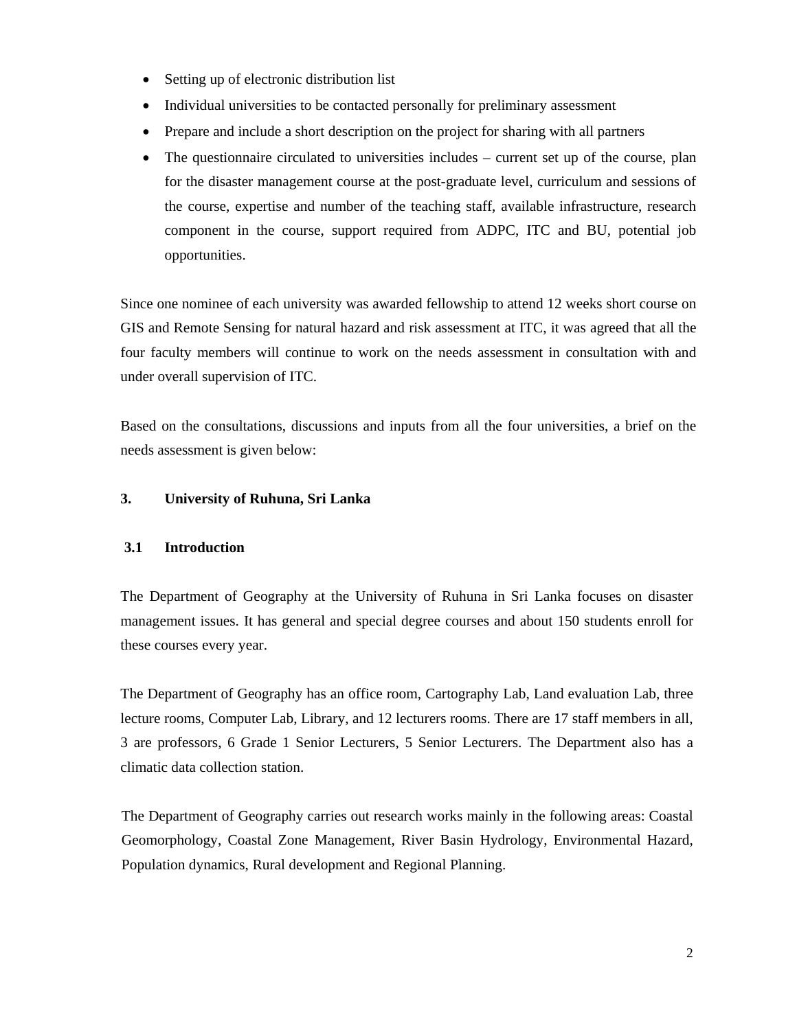- Setting up of electronic distribution list
- Individual universities to be contacted personally for preliminary assessment
- Prepare and include a short description on the project for sharing with all partners
- The questionnaire circulated to universities includes – current set up of the course, plan for the disaster management course at the post-graduate level, curriculum and sessions of the course, expertise and number of the teaching staff, available infrastructure, research component in the course, support required from ADPC, ITC and BU, potential job opportunities.

Since one nominee of each university was awarded fellowship to attend 12 weeks short course on GIS and Remote Sensing for natural hazard and risk assessment at ITC, it was agreed that all the four faculty members will continue to work on the needs assessment in consultation with and under overall supervision of ITC.

Based on the consultations, discussions and inputs from all the four universities, a brief on the needs assessment is given below:

## 3. University of Ruhuna, Sri Lanka

### 3.1 Introduction

The Department of Geography at the University of Ruhuna in Sri Lanka focuses on disaster management issues. It has general and special degree courses and about 150 students enroll for these courses every year.

The Department of Geography has an office room, Cartography Lab, Land evaluation Lab, three lecture rooms, Computer Lab, Library, and 12 lecturers rooms. There are 17 staff members in all, 3 are professors, 6 Grade 1 Senior Lecturers, 5 Senior Lecturers. The Department also has a climatic data collection station.

The Department of Geography carries out research works mainly in the following areas: Coastal Geomorphology, Coastal Zone Management, River Basin Hydrology, Environmental Hazard, Population dynamics, Rural development and Regional Planning.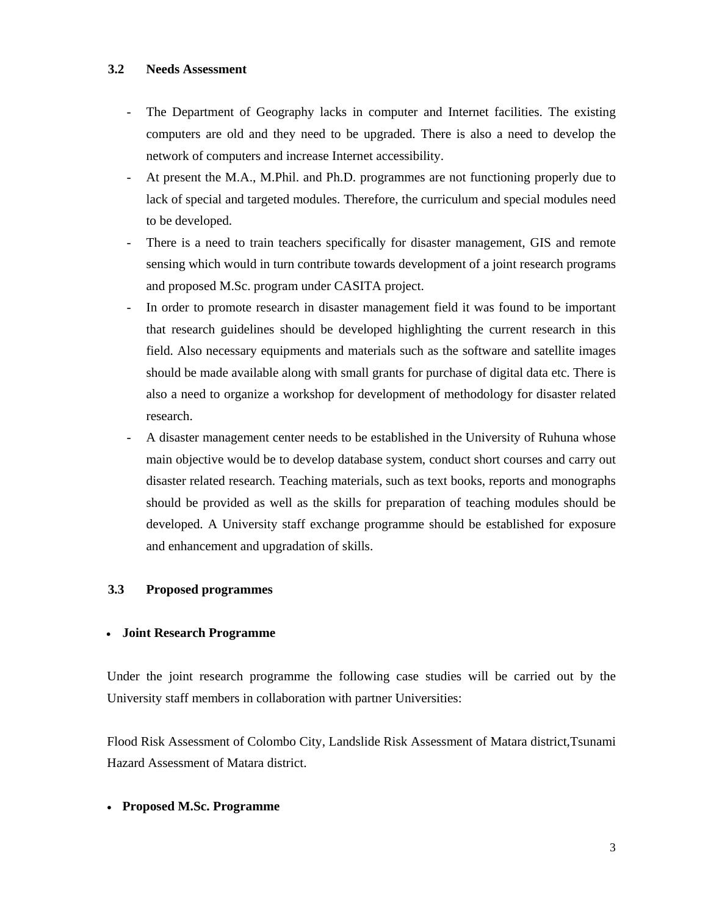### 3.2 Needs Assessment

- The Department of Geography lacks in computer and Internet facilities. The existing computers are old and they need to be upgraded. There is also a need to develop the network of computers and increase Internet accessibility.
- At present the M.A., M.Phil. and Ph.D. programmes are not functioning properly due to lack of special and targeted modules. Therefore, the curriculum and special modules need to be developed.
- There is a need to train teachers specifically for disaster management, GIS and remote sensing which would in turn contribute towards development of a joint research programs and proposed M.Sc. program under CASITA project.
- In order to promote research in disaster management field it was found to be important that research guidelines should be developed highlighting the current research in this field. Also necessary equipments and materials such as the software and satellite images should be made available along with small grants for purchase of digital data etc. There is also a need to organize a workshop for development of methodology for disaster related research.
- A disaster management center needs to be established in the University of Ruhuna whose main objective would be to develop database system, conduct short courses and carry out disaster related research. Teaching materials, such as text books, reports and monographs should be provided as well as the skills for preparation of teaching modules should be developed. A University staff exchange programme should be established for exposure and enhancement and upgradation of skills.

### 3.3 Proposed programmes

- **Joint Research Programme**

Under the joint research programme the following case studies will be carried out by the University staff members in collaboration with partner Universities:

Flood Risk Assessment of Colombo City, Landslide Risk Assessment of Matara district,Tsunami Hazard Assessment of Matara district.

- **Proposed M.Sc. Programme**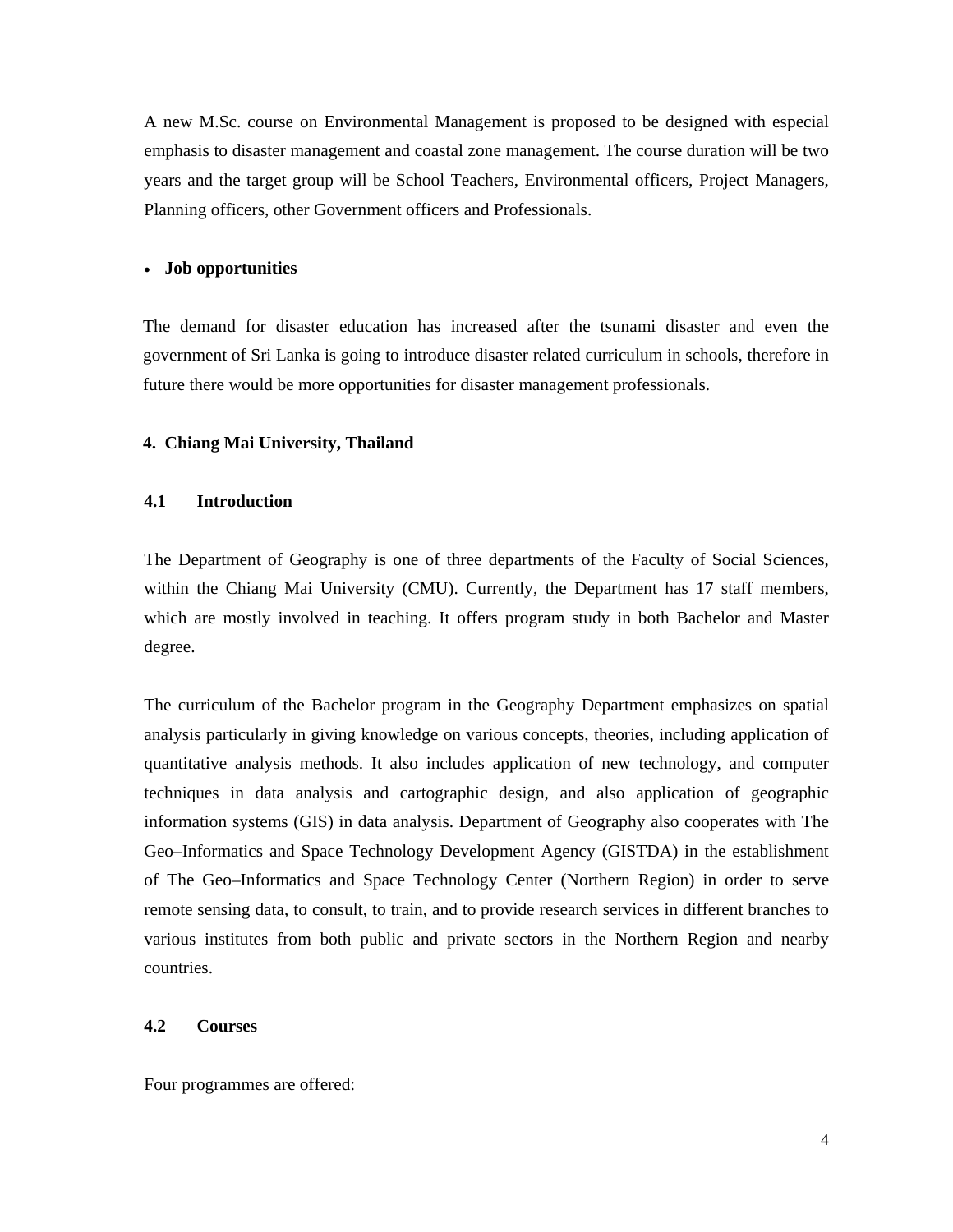A new M.Sc. course on Environmental Management is proposed to be designed with especial emphasis to disaster management and coastal zone management. The course duration will be two years and the target group will be School Teachers, Environmental officers, Project Managers, Planning officers, other Government officers and Professionals.

- **Job opportunities**

The demand for disaster education has increased after the tsunami disaster and even the government of Sri Lanka is going to introduce disaster related curriculum in schools, therefore in future there would be more opportunities for disaster management professionals.

## 4. Chiang Mai University, Thailand

### 4.1 Introduction

The Department of Geography is one of three departments of the Faculty of Social Sciences, within the Chiang Mai University (CMU). Currently, the Department has 17 staff members, which are mostly involved in teaching. It offers program study in both Bachelor and Master degree.

The curriculum of the Bachelor program in the Geography Department emphasizes on spatial analysis particularly in giving knowledge on various concepts, theories, including application of quantitative analysis methods. It also includes application of new technology, and computer techniques in data analysis and cartographic design, and also application of geographic information systems (GIS) in data analysis. Department of Geography also cooperates with The Geo–Informatics and Space Technology Development Agency (GISTDA) in the establishment of The Geo–Informatics and Space Technology Center (Northern Region) in order to serve remote sensing data, to consult, to train, and to provide research services in different branches to various institutes from both public and private sectors in the Northern Region and nearby countries.

### 4.2 Courses

Four programmes are offered: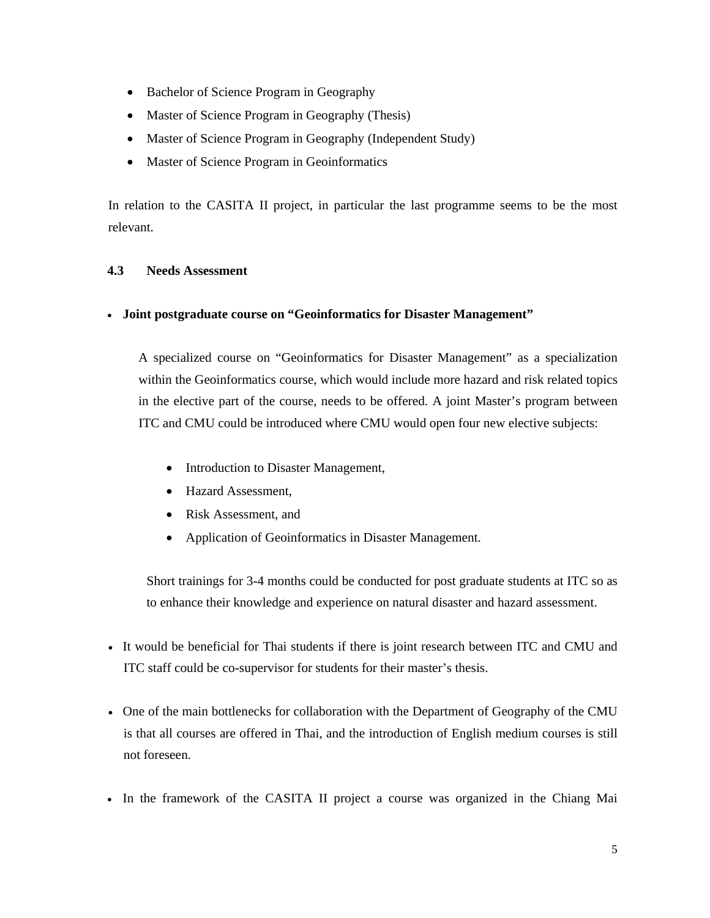- Bachelor of Science Program in Geography
- Master of Science Program in Geography (Thesis)
- Master of Science Program in Geography (Independent Study)
- Master of Science Program in Geoinformatics

In relation to the CASITA II project, in particular the last programme seems to be the most relevant.

### 4.3 Needs Assessment

- **Joint postgraduate course on "Geoinformatics for Disaster Management"**

  A specialized course on "Geoinformatics for Disaster Management" as a specialization within the Geoinformatics course, which would include more hazard and risk related topics in the elective part of the course, needs to be offered. A joint Master's program between ITC and CMU could be introduced where CMU would open four new elective subjects:

  - Introduction to Disaster Management,
  - Hazard Assessment,
  - Risk Assessment, and
  - Application of Geoinformatics in Disaster Management.

  Short trainings for 3-4 months could be conducted for post graduate students at ITC so as to enhance their knowledge and experience on natural disaster and hazard assessment.

- It would be beneficial for Thai students if there is joint research between ITC and CMU and ITC staff could be co-supervisor for students for their master's thesis.

- One of the main bottlenecks for collaboration with the Department of Geography of the CMU is that all courses are offered in Thai, and the introduction of English medium courses is still not foreseen.

- In the framework of the CASITA II project a course was organized in the Chiang Mai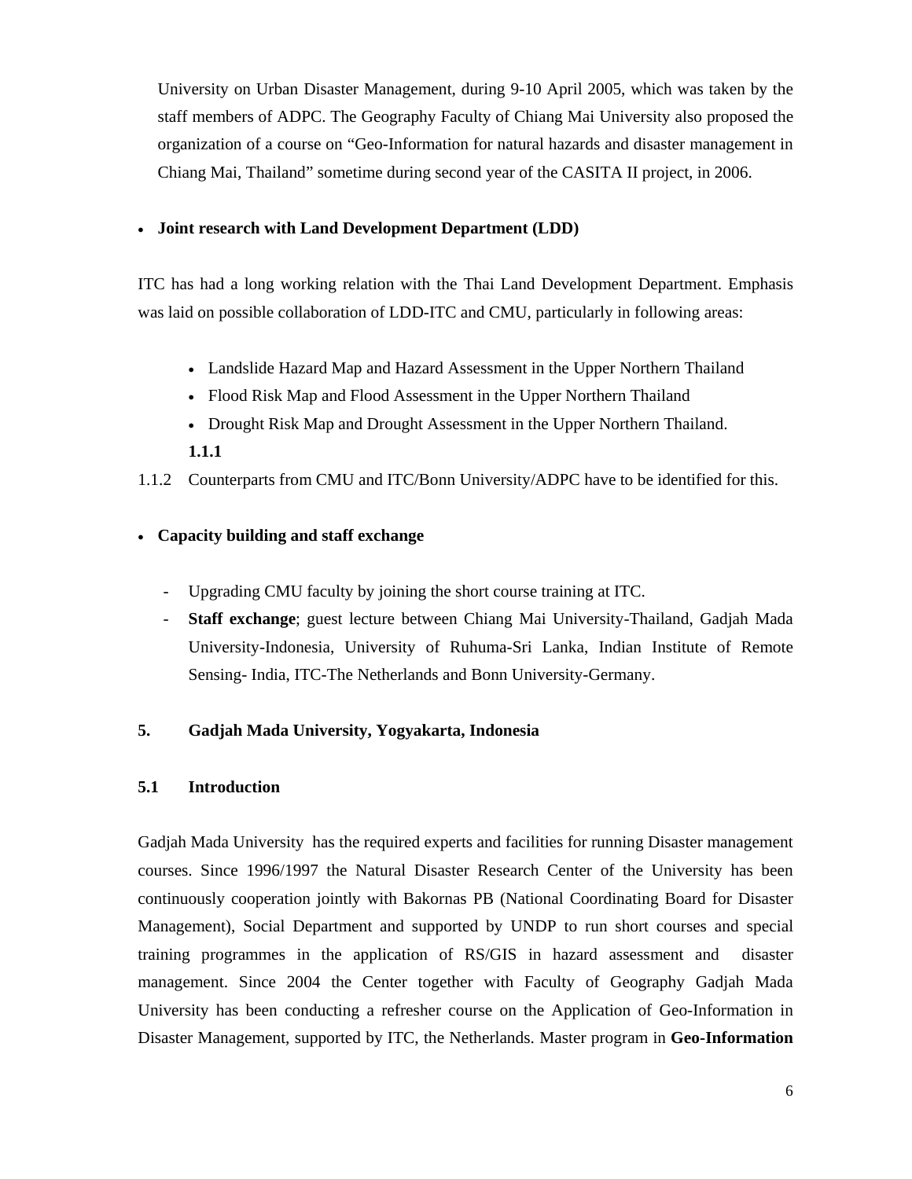University on Urban Disaster Management, during 9-10 April 2005, which was taken by the staff members of ADPC. The Geography Faculty of Chiang Mai University also proposed the organization of a course on "Geo-Information for natural hazards and disaster management in Chiang Mai, Thailand" sometime during second year of the CASITA II project, in 2006.

- **Joint research with Land Development Department (LDD)**

ITC has had a long working relation with the Thai Land Development Department. Emphasis was laid on possible collaboration of LDD-ITC and CMU, particularly in following areas:

- Landslide Hazard Map and Hazard Assessment in the Upper Northern Thailand
- Flood Risk Map and Flood Assessment in the Upper Northern Thailand
- Drought Risk Map and Drought Assessment in the Upper Northern Thailand.

**1.1.1**

1.1.2 Counterparts from CMU and ITC/Bonn University/ADPC have to be identified for this.

- **Capacity building and staff exchange**

  - Upgrading CMU faculty by joining the short course training at ITC.
  - **Staff exchange**; guest lecture between Chiang Mai University-Thailand, Gadjah Mada University-Indonesia, University of Ruhuma-Sri Lanka, Indian Institute of Remote Sensing- India, ITC-The Netherlands and Bonn University-Germany.

## 5. Gadjah Mada University, Yogyakarta, Indonesia

### 5.1 Introduction

Gadjah Mada University has the required experts and facilities for running Disaster management courses. Since 1996/1997 the Natural Disaster Research Center of the University has been continuously cooperation jointly with Bakornas PB (National Coordinating Board for Disaster Management), Social Department and supported by UNDP to run short courses and special training programmes in the application of RS/GIS in hazard assessment and disaster management. Since 2004 the Center together with Faculty of Geography Gadjah Mada University has been conducting a refresher course on the Application of Geo-Information in Disaster Management, supported by ITC, the Netherlands. Master program in **Geo-Information**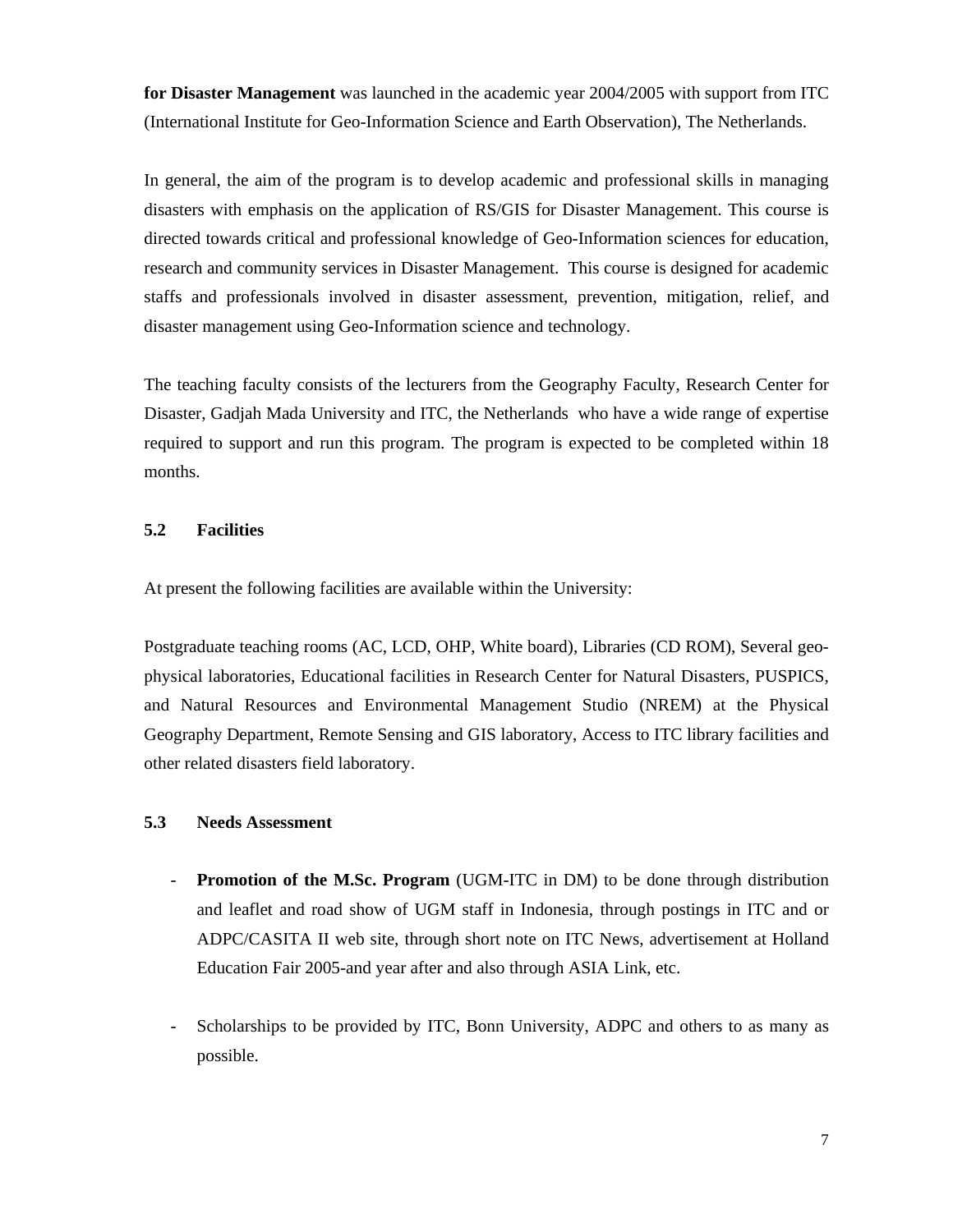**for Disaster Management** was launched in the academic year 2004/2005 with support from ITC (International Institute for Geo-Information Science and Earth Observation), The Netherlands.

In general, the aim of the program is to develop academic and professional skills in managing disasters with emphasis on the application of RS/GIS for Disaster Management. This course is directed towards critical and professional knowledge of Geo-Information sciences for education, research and community services in Disaster Management. This course is designed for academic staffs and professionals involved in disaster assessment, prevention, mitigation, relief, and disaster management using Geo-Information science and technology.

The teaching faculty consists of the lecturers from the Geography Faculty, Research Center for Disaster, Gadjah Mada University and ITC, the Netherlands who have a wide range of expertise required to support and run this program. The program is expected to be completed within 18 months.

### 5.2 Facilities

At present the following facilities are available within the University:

Postgraduate teaching rooms (AC, LCD, OHP, White board), Libraries (CD ROM), Several geo-physical laboratories, Educational facilities in Research Center for Natural Disasters, PUSPICS, and Natural Resources and Environmental Management Studio (NREM) at the Physical Geography Department, Remote Sensing and GIS laboratory, Access to ITC library facilities and other related disasters field laboratory.

### 5.3 Needs Assessment

- **Promotion of the M.Sc. Program** (UGM-ITC in DM) to be done through distribution and leaflet and road show of UGM staff in Indonesia, through postings in ITC and or ADPC/CASITA II web site, through short note on ITC News, advertisement at Holland Education Fair 2005-and year after and also through ASIA Link, etc.

- Scholarships to be provided by ITC, Bonn University, ADPC and others to as many as possible.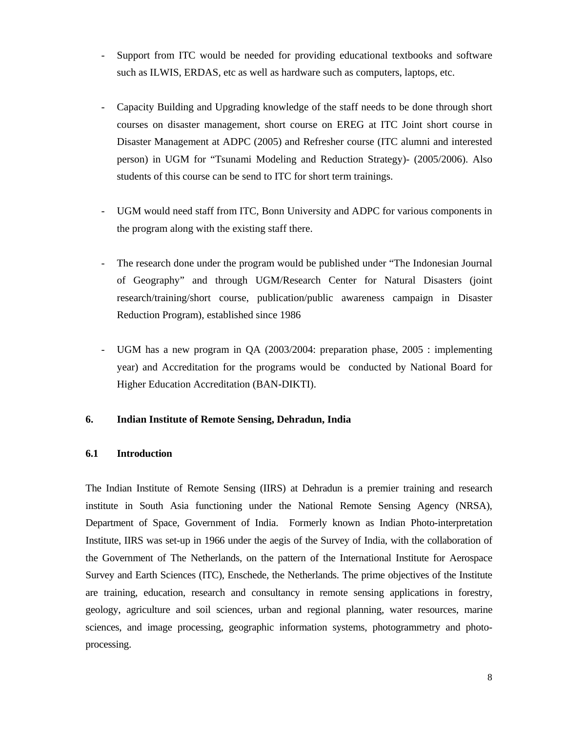- Support from ITC would be needed for providing educational textbooks and software such as ILWIS, ERDAS, etc as well as hardware such as computers, laptops, etc.

- Capacity Building and Upgrading knowledge of the staff needs to be done through short courses on disaster management, short course on EREG at ITC Joint short course in Disaster Management at ADPC (2005) and Refresher course (ITC alumni and interested person) in UGM for "Tsunami Modeling and Reduction Strategy)- (2005/2006). Also students of this course can be send to ITC for short term trainings.

- UGM would need staff from ITC, Bonn University and ADPC for various components in the program along with the existing staff there.

- The research done under the program would be published under "The Indonesian Journal of Geography" and through UGM/Research Center for Natural Disasters (joint research/training/short course, publication/public awareness campaign in Disaster Reduction Program), established since 1986

- UGM has a new program in QA (2003/2004: preparation phase, 2005 : implementing year) and Accreditation for the programs would be conducted by National Board for Higher Education Accreditation (BAN-DIKTI).

## 6. Indian Institute of Remote Sensing, Dehradun, India

### 6.1 Introduction

The Indian Institute of Remote Sensing (IIRS) at Dehradun is a premier training and research institute in South Asia functioning under the National Remote Sensing Agency (NRSA), Department of Space, Government of India. Formerly known as Indian Photo-interpretation Institute, IIRS was set-up in 1966 under the aegis of the Survey of India, with the collaboration of the Government of The Netherlands, on the pattern of the International Institute for Aerospace Survey and Earth Sciences (ITC), Enschede, the Netherlands. The prime objectives of the Institute are training, education, research and consultancy in remote sensing applications in forestry, geology, agriculture and soil sciences, urban and regional planning, water resources, marine sciences, and image processing, geographic information systems, photogrammetry and photo-processing.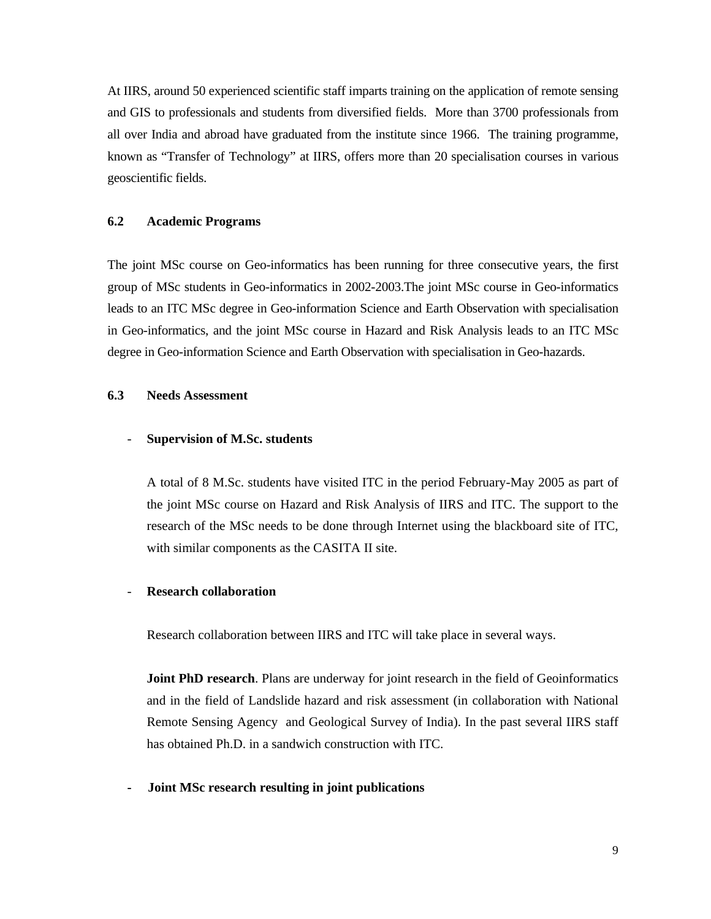At IIRS, around 50 experienced scientific staff imparts training on the application of remote sensing and GIS to professionals and students from diversified fields. More than 3700 professionals from all over India and abroad have graduated from the institute since 1966. The training programme, known as "Transfer of Technology" at IIRS, offers more than 20 specialisation courses in various geoscientific fields.

### 6.2 Academic Programs

The joint MSc course on Geo-informatics has been running for three consecutive years, the first group of MSc students in Geo-informatics in 2002-2003.The joint MSc course in Geo-informatics leads to an ITC MSc degree in Geo-information Science and Earth Observation with specialisation in Geo-informatics, and the joint MSc course in Hazard and Risk Analysis leads to an ITC MSc degree in Geo-information Science and Earth Observation with specialisation in Geo-hazards.

### 6.3 Needs Assessment

- **Supervision of M.Sc. students**

  A total of 8 M.Sc. students have visited ITC in the period February-May 2005 as part of the joint MSc course on Hazard and Risk Analysis of IIRS and ITC. The support to the research of the MSc needs to be done through Internet using the blackboard site of ITC, with similar components as the CASITA II site.

- **Research collaboration**

  Research collaboration between IIRS and ITC will take place in several ways.

  **Joint PhD research**. Plans are underway for joint research in the field of Geoinformatics and in the field of Landslide hazard and risk assessment (in collaboration with National Remote Sensing Agency and Geological Survey of India). In the past several IIRS staff has obtained Ph.D. in a sandwich construction with ITC.

- **Joint MSc research resulting in joint publications**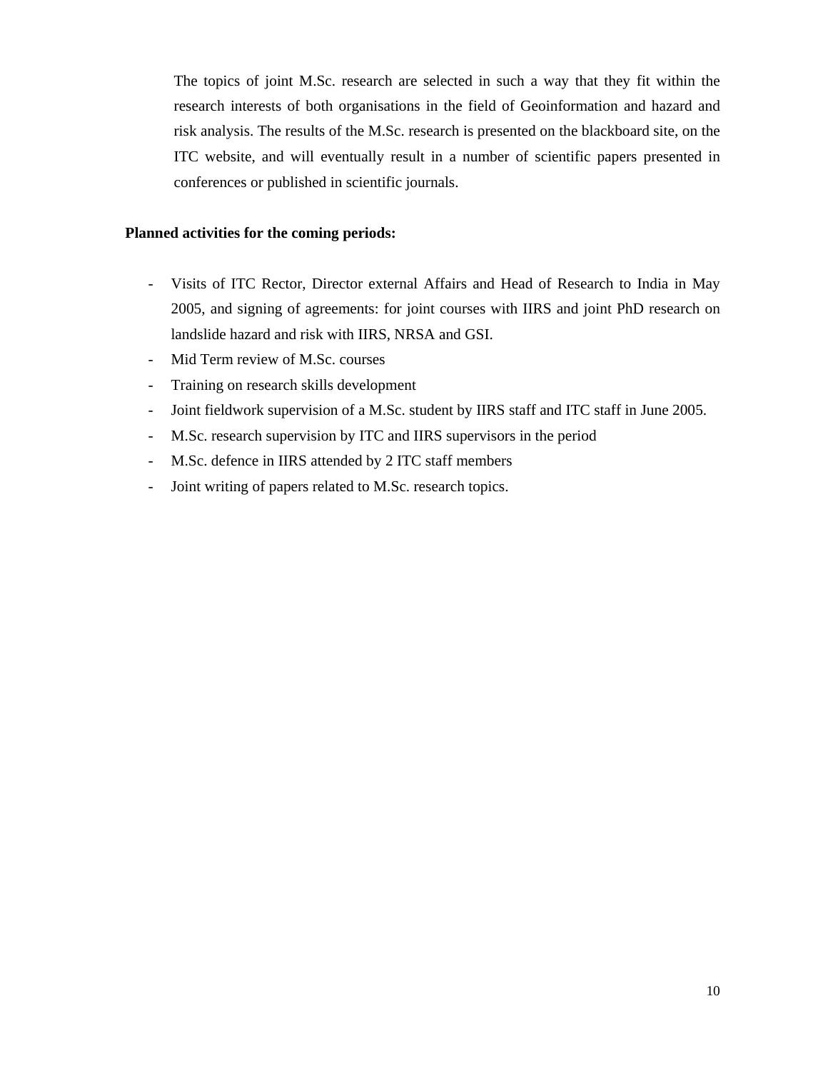The topics of joint M.Sc. research are selected in such a way that they fit within the research interests of both organisations in the field of Geoinformation and hazard and risk analysis. The results of the M.Sc. research is presented on the blackboard site, on the ITC website, and will eventually result in a number of scientific papers presented in conferences or published in scientific journals.

**Planned activities for the coming periods:**

- Visits of ITC Rector, Director external Affairs and Head of Research to India in May 2005, and signing of agreements: for joint courses with IIRS and joint PhD research on landslide hazard and risk with IIRS, NRSA and GSI.
- Mid Term review of M.Sc. courses
- Training on research skills development
- Joint fieldwork supervision of a M.Sc. student by IIRS staff and ITC staff in June 2005.
- M.Sc. research supervision by ITC and IIRS supervisors in the period
- M.Sc. defence in IIRS attended by 2 ITC staff members
- Joint writing of papers related to M.Sc. research topics.